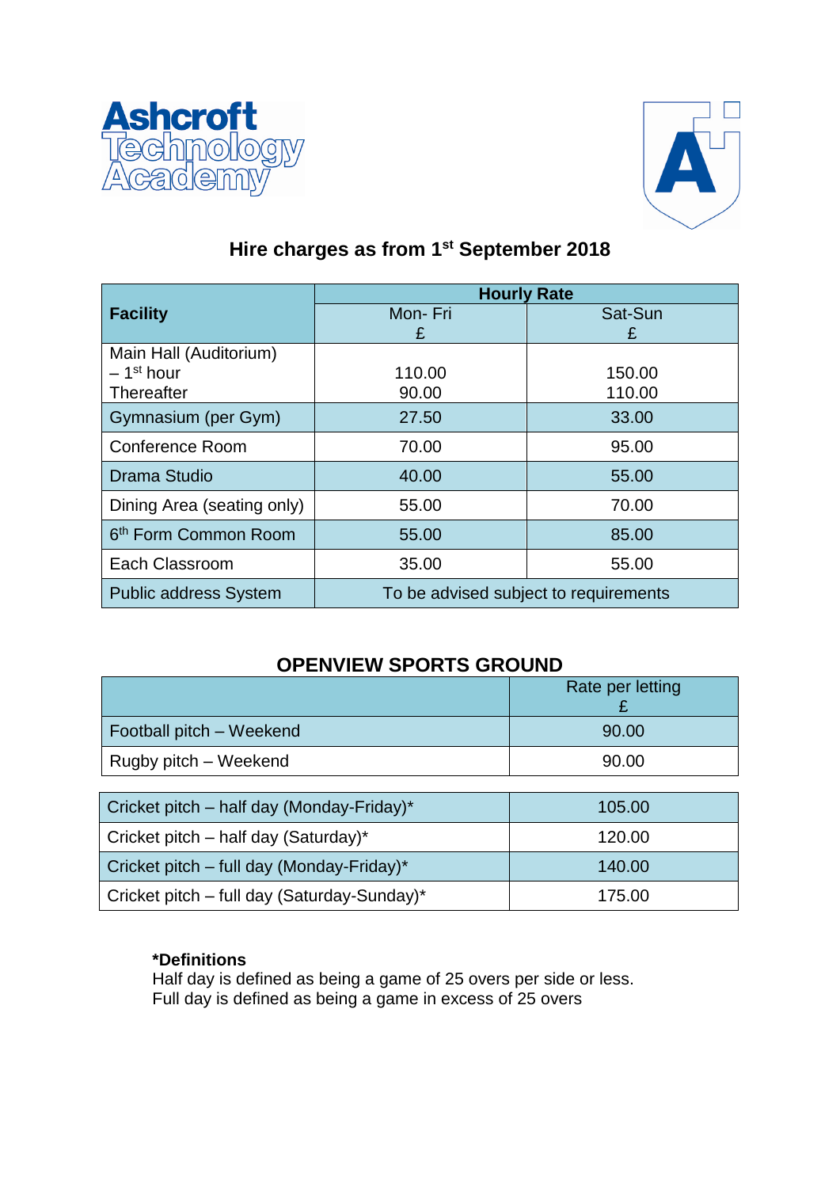Ashcroft Technology Academy

## Hire charges as from 1st September 2018

| Facility | Hourly Rate | |
|---|---|---|
| | Mon- Fri £ | Sat-Sun £ |
| Main Hall (Auditorium) – 1st hour | 110.00 | 150.00 |
| Main Hall (Auditorium) – Thereafter | 90.00 | 110.00 |
| Gymnasium (per Gym) | 27.50 | 33.00 |
| Conference Room | 70.00 | 95.00 |
| Drama Studio | 40.00 | 55.00 |
| Dining Area (seating only) | 55.00 | 70.00 |
| 6th Form Common Room | 55.00 | 85.00 |
| Each Classroom | 35.00 | 55.00 |
| Public address System | To be advised subject to requirements | |

## OPENVIEW SPORTS GROUND

| | Rate per letting £ |
|---|---|
| Football pitch – Weekend | 90.00 |
| Rugby pitch – Weekend | 90.00 |

| | |
|---|---|
| Cricket pitch – half day (Monday-Friday)* | 105.00 |
| Cricket pitch – half day (Saturday)* | 120.00 |
| Cricket pitch – full day (Monday-Friday)* | 140.00 |
| Cricket pitch – full day (Saturday-Sunday)* | 175.00 |

**\*Definitions**
Half day is defined as being a game of 25 overs per side or less.
Full day is defined as being a game in excess of 25 overs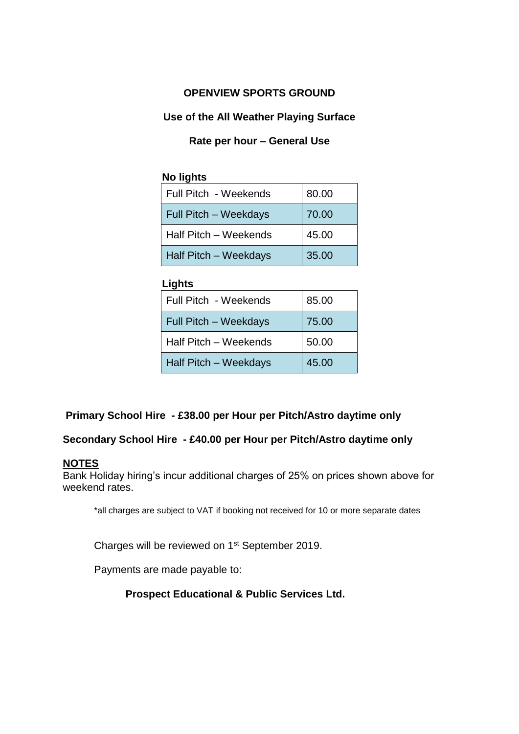**OPENVIEW SPORTS GROUND**

**Use of the All Weather Playing Surface**

**Rate per hour – General Use**

**No lights**

| | |
|---|---|
| Full Pitch - Weekends | 80.00 |
| Full Pitch – Weekdays | 70.00 |
| Half Pitch – Weekends | 45.00 |
| Half Pitch – Weekdays | 35.00 |

**Lights**

| | |
|---|---|
| Full Pitch - Weekends | 85.00 |
| Full Pitch – Weekdays | 75.00 |
| Half Pitch – Weekends | 50.00 |
| Half Pitch – Weekdays | 45.00 |

**Primary School Hire - £38.00 per Hour per Pitch/Astro daytime only**

**Secondary School Hire - £40.00 per Hour per Pitch/Astro daytime only**

**NOTES**

Bank Holiday hiring's incur additional charges of 25% on prices shown above for weekend rates.

*all charges are subject to VAT if booking not received for 10 or more separate dates

Charges will be reviewed on 1st September 2019.

Payments are made payable to:

**Prospect Educational & Public Services Ltd.**